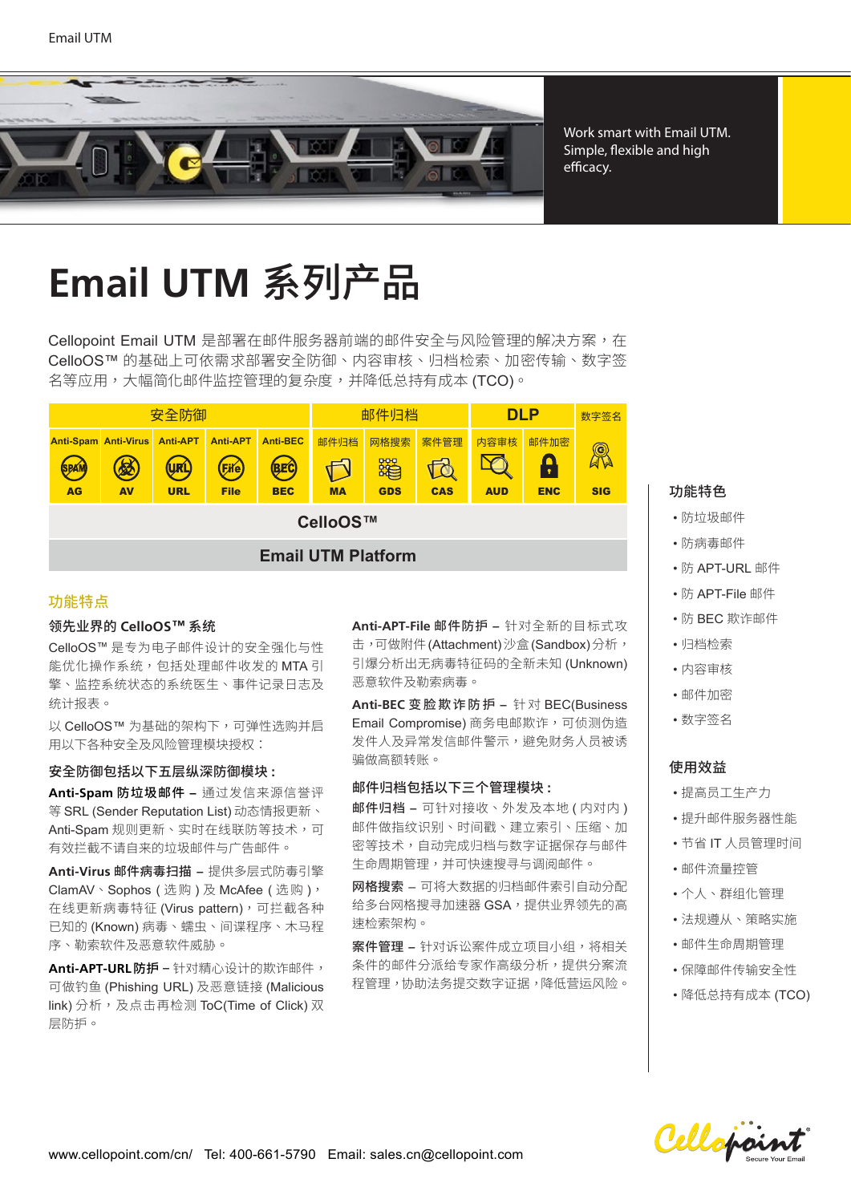Work smart with Email UTM. Simple, flexible and high efficacy.

# Email UTM 系列产品

Cellopoint Email UTM 是部署在邮件服务器前端的邮件安全与风险管理的解决方案，在 CelloOS™ 的基础上可依需求部署安全防御、内容审核、归档检索、加密传输、数字签名等应用，大幅简化邮件监控管理的复杂度，并降低总持有成本 (TCO)。

| 安全防御 | | | | | 邮件归档 | | | DLP | | 数字签名 |
|---|---|---|---|---|---|---|---|---|---|---|
| Anti-Spam | Anti-Virus | Anti-APT | Anti-APT | Anti-BEC | 邮件归档 | 网格搜索 | 案件管理 | 内容审核 | 邮件加密 | |
| AG | AV | URL | File | BEC | MA | GDS | CAS | AUD | ENC | SIG |
| CelloOS™ | | | | | | | | | | |
| Email UTM Platform | | | | | | | | | | |

## 功能特点

### 领先业界的 CelloOS™ 系统

CelloOS™ 是专为电子邮件设计的安全强化与性能优化操作系统，包括处理邮件收发的 MTA 引擎、监控系统状态的系统医生、事件记录日志及统计报表。

以 CelloOS™ 为基础的架构下，可弹性选购并启用以下各种安全及风险管理模块授权：

### 安全防御包括以下五层纵深防御模块：

**Anti-Spam 防垃圾邮件** – 通过发信来源信誉评等 SRL (Sender Reputation List) 动态情报更新、Anti-Spam 规则更新、实时在线联防等技术，可有效拦截不请自来的垃圾邮件与广告邮件。

**Anti-Virus 邮件病毒扫描** – 提供多层式防毒引擎 ClamAV、Sophos ( 选购 ) 及 McAfee ( 选购 )，在线更新病毒特征 (Virus pattern)，可拦截各种已知的 (Known) 病毒、蠕虫、间谍程序、木马程序、勒索软件及恶意软件威胁。

**Anti-APT-URL 防护** – 针对精心设计的欺诈邮件，可做钓鱼 (Phishing URL) 及恶意链接 (Malicious link) 分析，及点击再检测 ToC(Time of Click) 双层防护。

**Anti-APT-File 邮件防护** – 针对全新的目标式攻击，可做附件 (Attachment) 沙盒 (Sandbox) 分析，引爆分析出无病毒特征码的全新未知 (Unknown) 恶意软件及勒索病毒。

**Anti-BEC 变脸欺诈防护** – 针对 BEC(Business Email Compromise) 商务电邮欺诈，可侦测伪造发件人及异常发信邮件警示，避免财务人员被诱骗做高额转账。

### 邮件归档包括以下三个管理模块：

**邮件归档** – 可针对接收、外发及本地 ( 内对内 ) 邮件做指纹识别、时间戳、建立索引、压缩、加密等技术，自动完成归档与数字证据保存与邮件生命周期管理，并可快速搜寻与调阅邮件。

**网格搜索** – 可将大数据的归档邮件索引自动分配给多台网格搜寻加速器 GSA，提供业界领先的高速检索架构。

**案件管理** – 针对诉讼案件成立项目小组，将相关条件的邮件分派给专家作高级分析，提供分案流程管理，协助法务提交数字证据，降低营运风险。

## 功能特色

- 防垃圾邮件
- 防病毒邮件
- 防 APT-URL 邮件
- 防 APT-File 邮件
- 防 BEC 欺诈邮件
- 归档检索
- 内容审核
- 邮件加密
- 数字签名

## 使用效益

- 提高员工生产力
- 提升邮件服务器性能
- 节省 IT 人员管理时间
- 邮件流量控管
- 个人、群组化管理
- 法规遵从、策略实施
- 邮件生命周期管理
- 保障邮件传输安全性
- 降低总持有成本 (TCO)

www.cellopoint.com/cn/ Tel: 400-661-5790 Email: sales.cn@cellopoint.com

Cellopoint Secure Your Email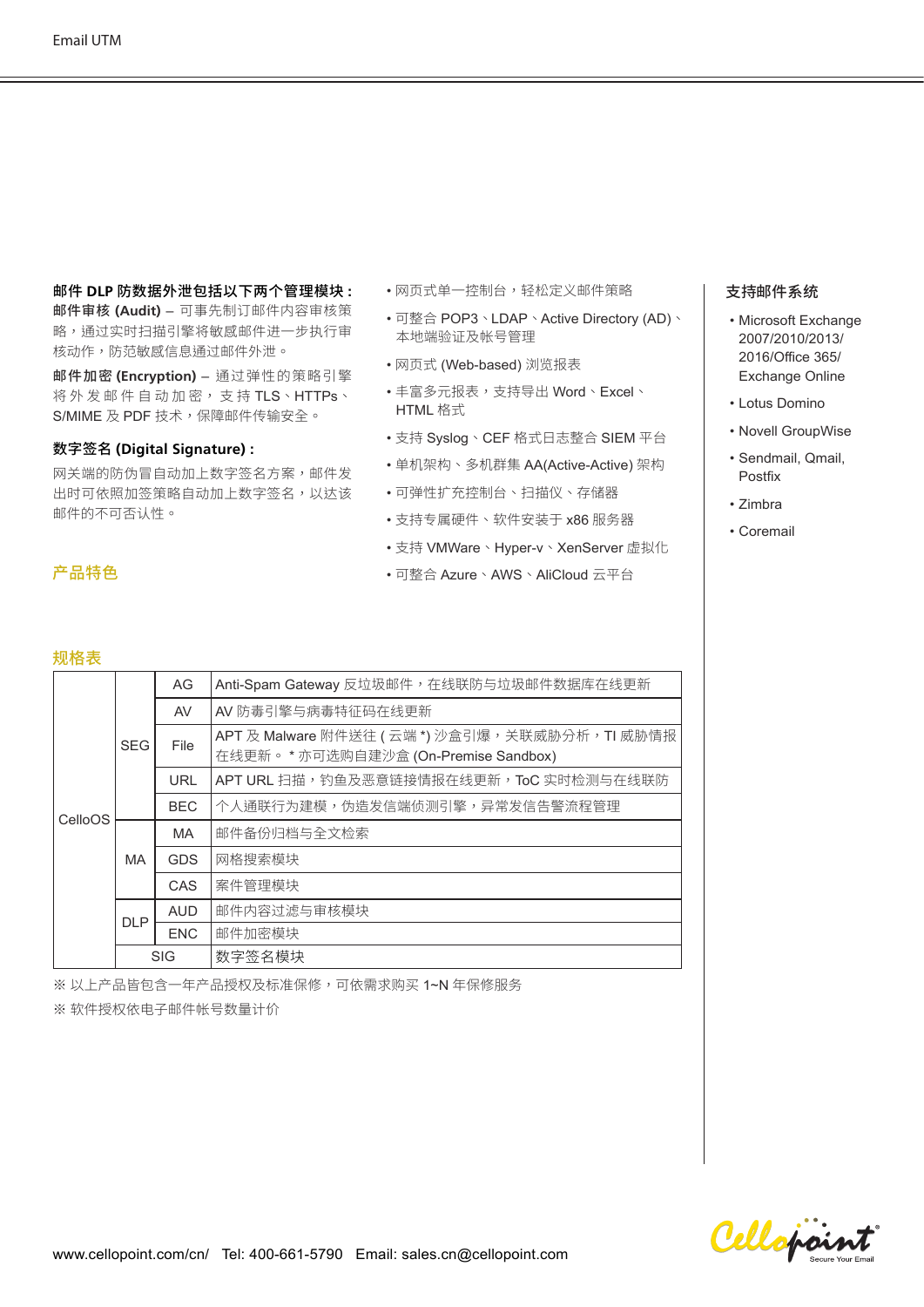**邮件 DLP 防数据外泄包括以下两个管理模块：**

**邮件审核 (Audit)** – 可事先制订邮件内容审核策略，通过实时扫描引擎将敏感邮件进一步执行审核动作，防范敏感信息通过邮件外泄。

**邮件加密 (Encryption)** – 通过弹性的策略引擎将外发邮件自动加密，支持 TLS、HTTPs、S/MIME 及 PDF 技术，保障邮件传输安全。

**数字签名 (Digital Signature)：**

网关端的防伪冒自动加上数字签名方案，邮件发出时可依照加签策略自动加上数字签名，以达该邮件的不可否认性。

## 产品特色

- 网页式单一控制台，轻松定义邮件策略
- 可整合 POP3、LDAP、Active Directory (AD)、本地端验证及帐号管理
- 网页式 (Web-based) 浏览报表
- 丰富多元报表，支持导出 Word、Excel、HTML 格式
- 支持 Syslog、CEF 格式日志整合 SIEM 平台
- 单机架构、多机群集 AA(Active-Active) 架构
- 可弹性扩充控制台、扫描仪、存储器
- 支持专属硬件、软件安装于 x86 服务器
- 支持 VMWare、Hyper-v、XenServer 虚拟化
- 可整合 Azure、AWS、AliCloud 云平台

## 支持邮件系统

- Microsoft Exchange 2007/2010/2013/2016/Office 365/Exchange Online
- Lotus Domino
- Novell GroupWise
- Sendmail, Qmail, Postfix
- Zimbra
- Coremail

## 规格表

| | | | |
|---|---|---|---|
| CelloOS | SEG | AG | Anti-Spam Gateway 反垃圾邮件，在线联防与垃圾邮件数据库在线更新 |
| | | AV | AV 防毒引擎与病毒特征码在线更新 |
| | | File | APT 及 Malware 附件送往 ( 云端 *) 沙盒引爆，关联威胁分析，TI 威胁情报在线更新。 * 亦可选购自建沙盒 (On-Premise Sandbox) |
| | | URL | APT URL 扫描，钓鱼及恶意链接情报在线更新，ToC 实时检测与在线联防 |
| | | BEC | 个人通联行为建模，伪造发信端侦测引擎，异常发信告警流程管理 |
| | MA | MA | 邮件备份归档与全文检索 |
| | | GDS | 网格搜索模块 |
| | | CAS | 案件管理模块 |
| | DLP | AUD | 邮件内容过滤与审核模块 |
| | | ENC | 邮件加密模块 |
| | SIG | | 数字签名模块 |

※ 以上产品皆包含一年产品授权及标准保修，可依需求购买 1~N 年保修服务

※ 软件授权依电子邮件帐号数量计价

www.cellopoint.com/cn/ Tel: 400-661-5790 Email: sales.cn@cellopoint.com